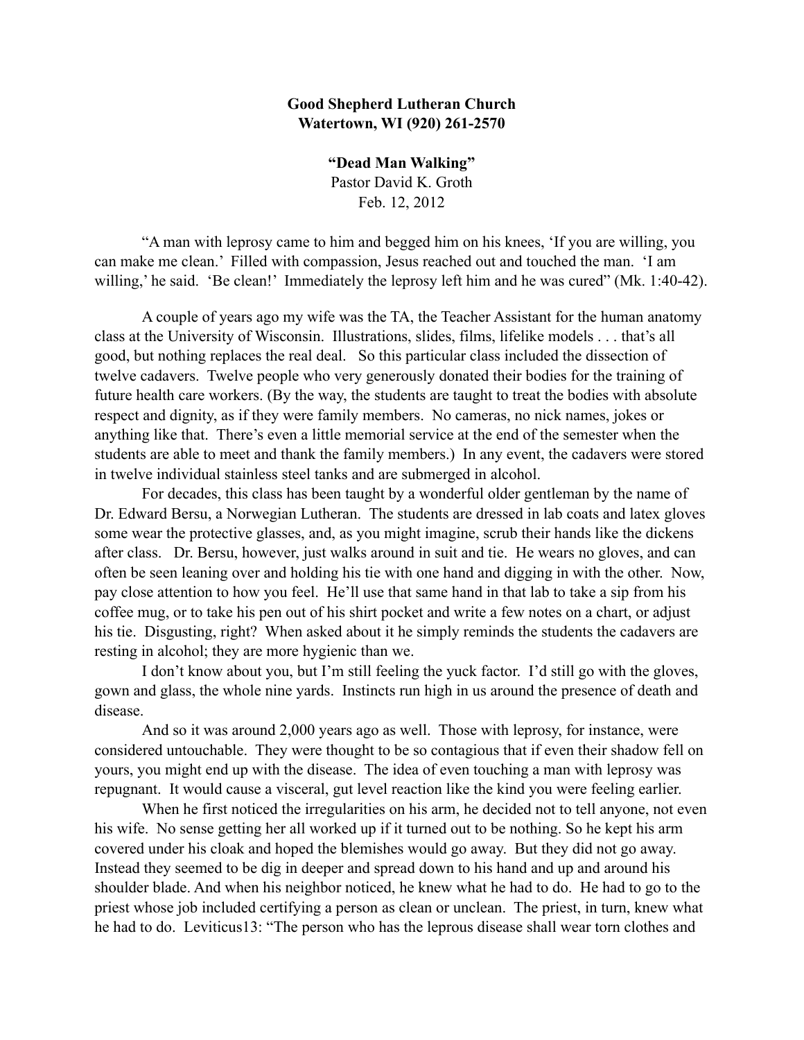**Good Shepherd Lutheran Church**
**Watertown, WI (920) 261-2570**

**"Dead Man Walking"**
Pastor David K. Groth
Feb. 12, 2012

"A man with leprosy came to him and begged him on his knees, 'If you are willing, you can make me clean.' Filled with compassion, Jesus reached out and touched the man. 'I am willing,' he said. 'Be clean!' Immediately the leprosy left him and he was cured" (Mk. 1:40-42).

A couple of years ago my wife was the TA, the Teacher Assistant for the human anatomy class at the University of Wisconsin. Illustrations, slides, films, lifelike models . . . that's all good, but nothing replaces the real deal. So this particular class included the dissection of twelve cadavers. Twelve people who very generously donated their bodies for the training of future health care workers. (By the way, the students are taught to treat the bodies with absolute respect and dignity, as if they were family members. No cameras, no nick names, jokes or anything like that. There's even a little memorial service at the end of the semester when the students are able to meet and thank the family members.) In any event, the cadavers were stored in twelve individual stainless steel tanks and are submerged in alcohol.

For decades, this class has been taught by a wonderful older gentleman by the name of Dr. Edward Bersu, a Norwegian Lutheran. The students are dressed in lab coats and latex gloves some wear the protective glasses, and, as you might imagine, scrub their hands like the dickens after class. Dr. Bersu, however, just walks around in suit and tie. He wears no gloves, and can often be seen leaning over and holding his tie with one hand and digging in with the other. Now, pay close attention to how you feel. He'll use that same hand in that lab to take a sip from his coffee mug, or to take his pen out of his shirt pocket and write a few notes on a chart, or adjust his tie. Disgusting, right? When asked about it he simply reminds the students the cadavers are resting in alcohol; they are more hygienic than we.

I don't know about you, but I'm still feeling the yuck factor. I'd still go with the gloves, gown and glass, the whole nine yards. Instincts run high in us around the presence of death and disease.

And so it was around 2,000 years ago as well. Those with leprosy, for instance, were considered untouchable. They were thought to be so contagious that if even their shadow fell on yours, you might end up with the disease. The idea of even touching a man with leprosy was repugnant. It would cause a visceral, gut level reaction like the kind you were feeling earlier.

When he first noticed the irregularities on his arm, he decided not to tell anyone, not even his wife. No sense getting her all worked up if it turned out to be nothing. So he kept his arm covered under his cloak and hoped the blemishes would go away. But they did not go away. Instead they seemed to be dig in deeper and spread down to his hand and up and around his shoulder blade. And when his neighbor noticed, he knew what he had to do. He had to go to the priest whose job included certifying a person as clean or unclean. The priest, in turn, knew what he had to do. Leviticus13: "The person who has the leprous disease shall wear torn clothes and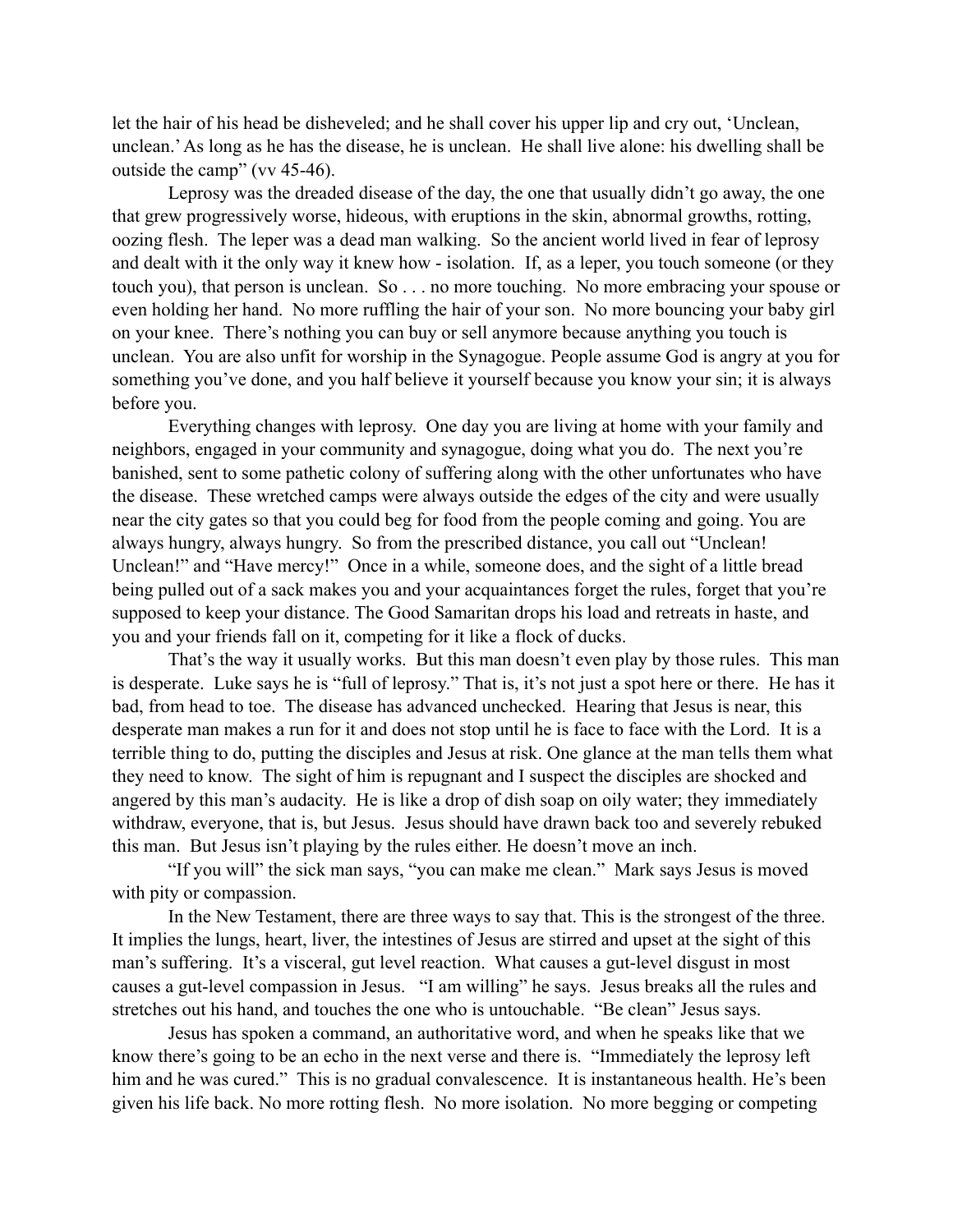let the hair of his head be disheveled; and he shall cover his upper lip and cry out, 'Unclean, unclean.' As long as he has the disease, he is unclean. He shall live alone: his dwelling shall be outside the camp" (vv 45-46).

Leprosy was the dreaded disease of the day, the one that usually didn't go away, the one that grew progressively worse, hideous, with eruptions in the skin, abnormal growths, rotting, oozing flesh. The leper was a dead man walking. So the ancient world lived in fear of leprosy and dealt with it the only way it knew how - isolation. If, as a leper, you touch someone (or they touch you), that person is unclean. So . . . no more touching. No more embracing your spouse or even holding her hand. No more ruffling the hair of your son. No more bouncing your baby girl on your knee. There's nothing you can buy or sell anymore because anything you touch is unclean. You are also unfit for worship in the Synagogue. People assume God is angry at you for something you've done, and you half believe it yourself because you know your sin; it is always before you.

Everything changes with leprosy. One day you are living at home with your family and neighbors, engaged in your community and synagogue, doing what you do. The next you're banished, sent to some pathetic colony of suffering along with the other unfortunates who have the disease. These wretched camps were always outside the edges of the city and were usually near the city gates so that you could beg for food from the people coming and going. You are always hungry, always hungry. So from the prescribed distance, you call out "Unclean! Unclean!" and "Have mercy!" Once in a while, someone does, and the sight of a little bread being pulled out of a sack makes you and your acquaintances forget the rules, forget that you're supposed to keep your distance. The Good Samaritan drops his load and retreats in haste, and you and your friends fall on it, competing for it like a flock of ducks.

That's the way it usually works. But this man doesn't even play by those rules. This man is desperate. Luke says he is "full of leprosy." That is, it's not just a spot here or there. He has it bad, from head to toe. The disease has advanced unchecked. Hearing that Jesus is near, this desperate man makes a run for it and does not stop until he is face to face with the Lord. It is a terrible thing to do, putting the disciples and Jesus at risk. One glance at the man tells them what they need to know. The sight of him is repugnant and I suspect the disciples are shocked and angered by this man's audacity. He is like a drop of dish soap on oily water; they immediately withdraw, everyone, that is, but Jesus. Jesus should have drawn back too and severely rebuked this man. But Jesus isn't playing by the rules either. He doesn't move an inch.

"If you will" the sick man says, "you can make me clean." Mark says Jesus is moved with pity or compassion.

In the New Testament, there are three ways to say that. This is the strongest of the three. It implies the lungs, heart, liver, the intestines of Jesus are stirred and upset at the sight of this man's suffering. It's a visceral, gut level reaction. What causes a gut-level disgust in most causes a gut-level compassion in Jesus. "I am willing" he says. Jesus breaks all the rules and stretches out his hand, and touches the one who is untouchable. "Be clean" Jesus says.

Jesus has spoken a command, an authoritative word, and when he speaks like that we know there's going to be an echo in the next verse and there is. "Immediately the leprosy left him and he was cured." This is no gradual convalescence. It is instantaneous health. He's been given his life back. No more rotting flesh. No more isolation. No more begging or competing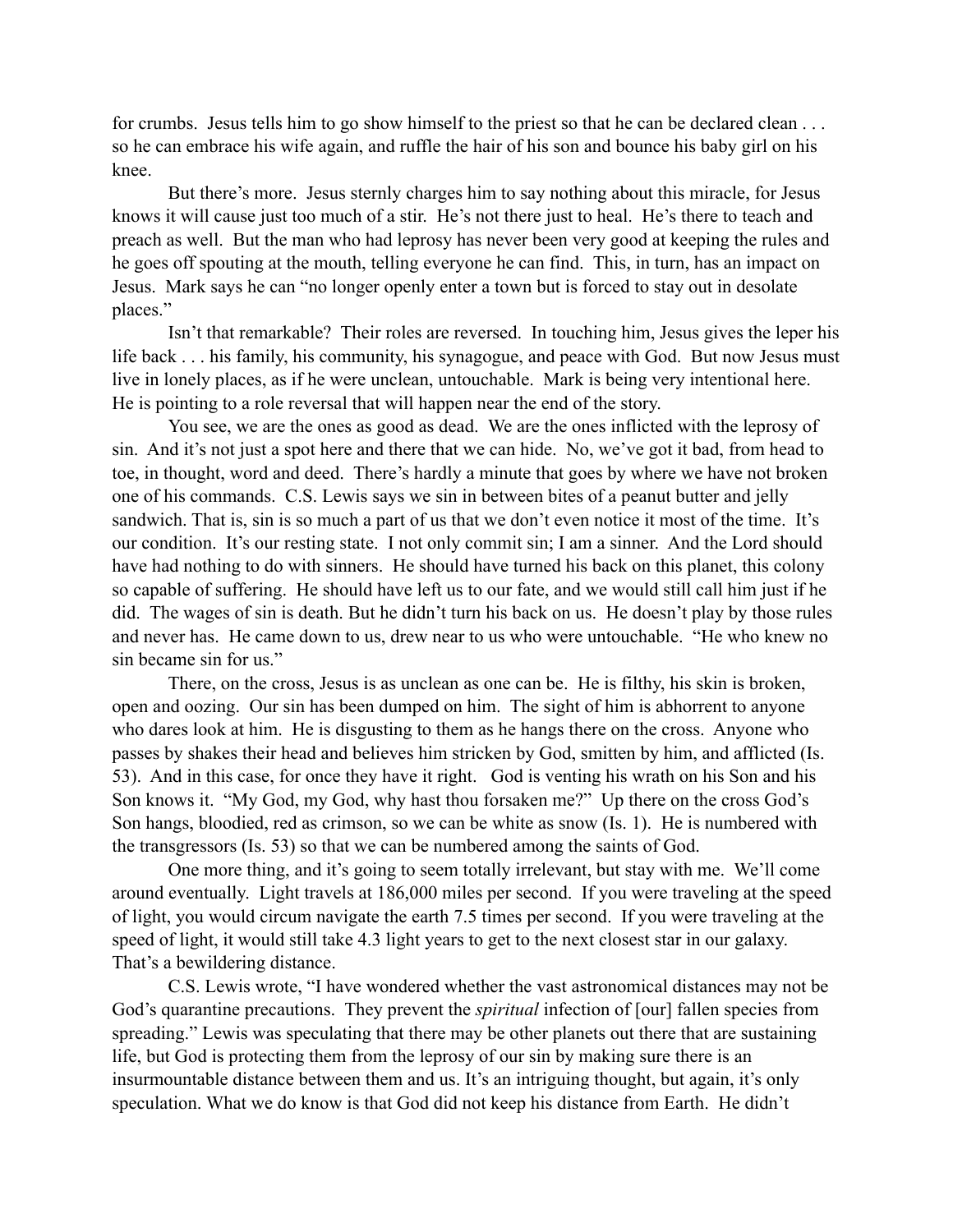for crumbs. Jesus tells him to go show himself to the priest so that he can be declared clean . . . so he can embrace his wife again, and ruffle the hair of his son and bounce his baby girl on his knee.

But there's more. Jesus sternly charges him to say nothing about this miracle, for Jesus knows it will cause just too much of a stir. He's not there just to heal. He's there to teach and preach as well. But the man who had leprosy has never been very good at keeping the rules and he goes off spouting at the mouth, telling everyone he can find. This, in turn, has an impact on Jesus. Mark says he can "no longer openly enter a town but is forced to stay out in desolate places."

Isn't that remarkable? Their roles are reversed. In touching him, Jesus gives the leper his life back . . . his family, his community, his synagogue, and peace with God. But now Jesus must live in lonely places, as if he were unclean, untouchable. Mark is being very intentional here. He is pointing to a role reversal that will happen near the end of the story.

You see, we are the ones as good as dead. We are the ones inflicted with the leprosy of sin. And it's not just a spot here and there that we can hide. No, we've got it bad, from head to toe, in thought, word and deed. There's hardly a minute that goes by where we have not broken one of his commands. C.S. Lewis says we sin in between bites of a peanut butter and jelly sandwich. That is, sin is so much a part of us that we don't even notice it most of the time. It's our condition. It's our resting state. I not only commit sin; I am a sinner. And the Lord should have had nothing to do with sinners. He should have turned his back on this planet, this colony so capable of suffering. He should have left us to our fate, and we would still call him just if he did. The wages of sin is death. But he didn't turn his back on us. He doesn't play by those rules and never has. He came down to us, drew near to us who were untouchable. "He who knew no sin became sin for us."

There, on the cross, Jesus is as unclean as one can be. He is filthy, his skin is broken, open and oozing. Our sin has been dumped on him. The sight of him is abhorrent to anyone who dares look at him. He is disgusting to them as he hangs there on the cross. Anyone who passes by shakes their head and believes him stricken by God, smitten by him, and afflicted (Is. 53). And in this case, for once they have it right. God is venting his wrath on his Son and his Son knows it. "My God, my God, why hast thou forsaken me?" Up there on the cross God's Son hangs, bloodied, red as crimson, so we can be white as snow (Is. 1). He is numbered with the transgressors (Is. 53) so that we can be numbered among the saints of God.

One more thing, and it's going to seem totally irrelevant, but stay with me. We'll come around eventually. Light travels at 186,000 miles per second. If you were traveling at the speed of light, you would circum navigate the earth 7.5 times per second. If you were traveling at the speed of light, it would still take 4.3 light years to get to the next closest star in our galaxy. That's a bewildering distance.

C.S. Lewis wrote, "I have wondered whether the vast astronomical distances may not be God's quarantine precautions. They prevent the *spiritual* infection of [our] fallen species from spreading." Lewis was speculating that there may be other planets out there that are sustaining life, but God is protecting them from the leprosy of our sin by making sure there is an insurmountable distance between them and us. It's an intriguing thought, but again, it's only speculation. What we do know is that God did not keep his distance from Earth. He didn't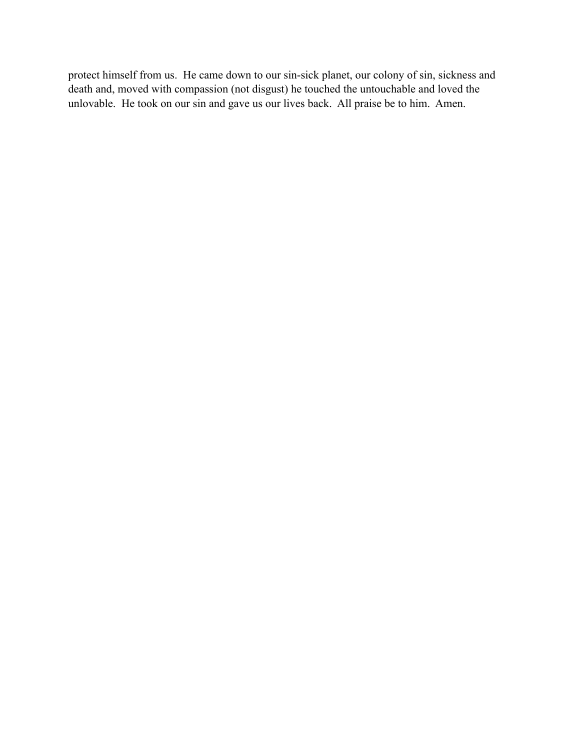protect himself from us. He came down to our sin-sick planet, our colony of sin, sickness and death and, moved with compassion (not disgust) he touched the untouchable and loved the unlovable. He took on our sin and gave us our lives back. All praise be to him. Amen.